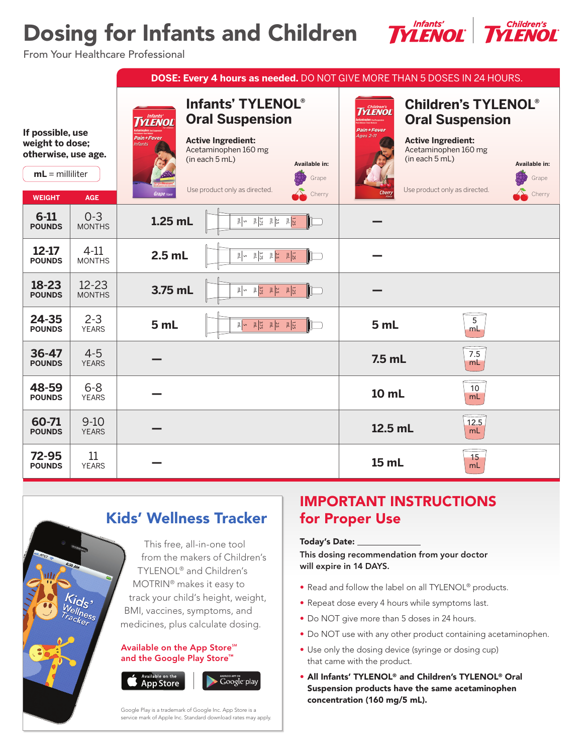# Dosing for Infants and Children

From Your Healthcare Professional

Infants' TYLENOL | Children's TYLENOL

**If possible, use weight to dose; otherwise, use age.**

**mL** = milliliter

**DOSE: Every 4 hours as needed.** DO NOT GIVE MORE THAN 5 DOSES IN 24 HOURS.

**Infants' TYLENOL® Oral Suspension**
Active Ingredient: Acetaminophen 160 mg (in each 5 mL)
Use product only as directed.
Available in: Grape, Cherry

**Children's TYLENOL® Oral Suspension**
Active Ingredient: Acetaminophen 160 mg (in each 5 mL)
Use product only as directed.
Available in: Grape, Cherry

| WEIGHT | AGE | Infants' TYLENOL® Oral Suspension | Children's TYLENOL® Oral Suspension |
|---|---|---|---|
| **6-11 POUNDS** | 0-3 MONTHS | 1.25 mL | – |
| **12-17 POUNDS** | 4-11 MONTHS | 2.5 mL | – |
| **18-23 POUNDS** | 12-23 MONTHS | 3.75 mL | – |
| **24-35 POUNDS** | 2-3 YEARS | 5 mL | 5 mL |
| **36-47 POUNDS** | 4-5 YEARS | – | 7.5 mL |
| **48-59 POUNDS** | 6-8 YEARS | – | 10 mL |
| **60-71 POUNDS** | 9-10 YEARS | – | 12.5 mL |
| **72-95 POUNDS** | 11 YEARS | – | 15 mL |

## Kids' Wellness Tracker

This free, all-in-one tool from the makers of Children's TYLENOL® and Children's MOTRIN® makes it easy to track your child's height, weight, BMI, vaccines, symptoms, and medicines, plus calculate dosing.

**Available on the App Store℠ and the Google Play Store™**

Google Play is a trademark of Google Inc. App Store is a service mark of Apple Inc. Standard download rates may apply.

## IMPORTANT INSTRUCTIONS for Proper Use

**Today's Date:** ______________

**This dosing recommendation from your doctor will expire in 14 DAYS.**

- Read and follow the label on all TYLENOL® products.
- Repeat dose every 4 hours while symptoms last.
- Do NOT give more than 5 doses in 24 hours.
- Do NOT use with any other product containing acetaminophen.
- Use only the dosing device (syringe or dosing cup) that came with the product.
- **All Infants' TYLENOL® and Children's TYLENOL® Oral Suspension products have the same acetaminophen concentration (160 mg/5 mL).**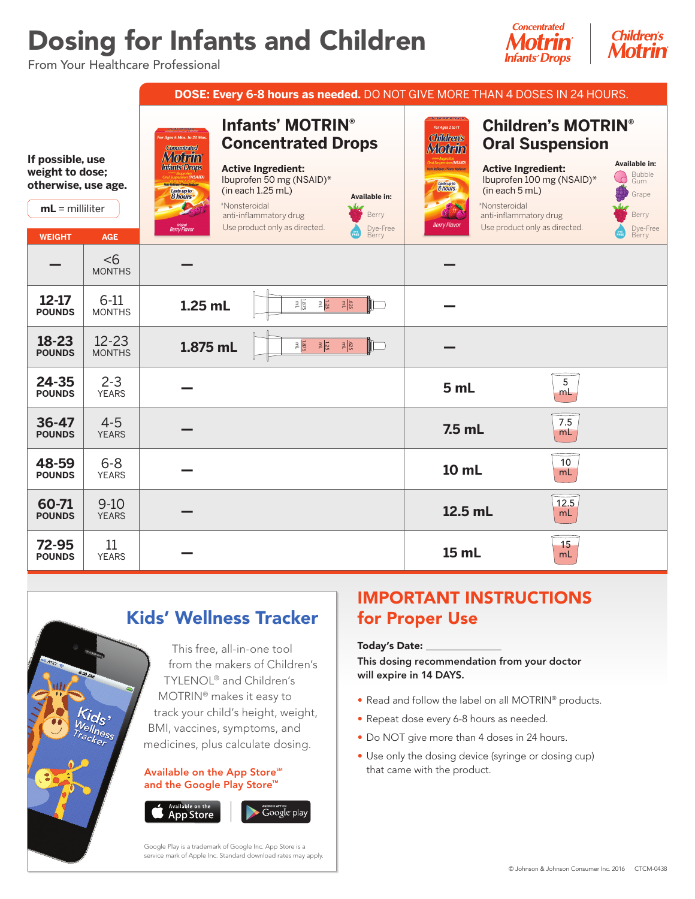# Dosing for Infants and Children

From Your Healthcare Professional

**DOSE: Every 6-8 hours as needed.** DO NOT GIVE MORE THAN 4 DOSES IN 24 HOURS.

**If possible, use weight to dose; otherwise, use age.**

**mL** = milliliter

| WEIGHT | AGE | Infants' MOTRIN® Concentrated Drops<br>Active Ingredient: Ibuprofen 50 mg (NSAID)* (in each 1.25 mL)<br>*Nonsteroidal anti-inflammatory drug<br>Use product only as directed.<br>Available in: Berry, Dye-Free Berry | Children's MOTRIN® Oral Suspension<br>Active Ingredient: Ibuprofen 100 mg (NSAID)* (in each 5 mL)<br>*Nonsteroidal anti-inflammatory drug<br>Use product only as directed.<br>Available in: Bubble Gum, Grape, Berry, Dye-Free Berry |
|---|---|---|---|
| – | <6 MONTHS | – | – |
| 12-17 POUNDS | 6-11 MONTHS | 1.25 mL | – |
| 18-23 POUNDS | 12-23 MONTHS | 1.875 mL | – |
| 24-35 POUNDS | 2-3 YEARS | – | 5 mL |
| 36-47 POUNDS | 4-5 YEARS | – | 7.5 mL |
| 48-59 POUNDS | 6-8 YEARS | – | 10 mL |
| 60-71 POUNDS | 9-10 YEARS | – | 12.5 mL |
| 72-95 POUNDS | 11 YEARS | – | 15 mL |

## Kids' Wellness Tracker

This free, all-in-one tool from the makers of Children's TYLENOL® and Children's MOTRIN® makes it easy to track your child's height, weight, BMI, vaccines, symptoms, and medicines, plus calculate dosing.

**Available on the App Store℠ and the Google Play Store™**

Google Play is a trademark of Google Inc. App Store is a service mark of Apple Inc. Standard download rates may apply.

## IMPORTANT INSTRUCTIONS for Proper Use

**Today's Date:** ______________

**This dosing recommendation from your doctor will expire in 14 DAYS.**

- Read and follow the label on all MOTRIN® products.
- Repeat dose every 6-8 hours as needed.
- Do NOT give more than 4 doses in 24 hours.
- Use only the dosing device (syringe or dosing cup) that came with the product.

© Johnson & Johnson Consumer Inc. 2016 CTCM-0438